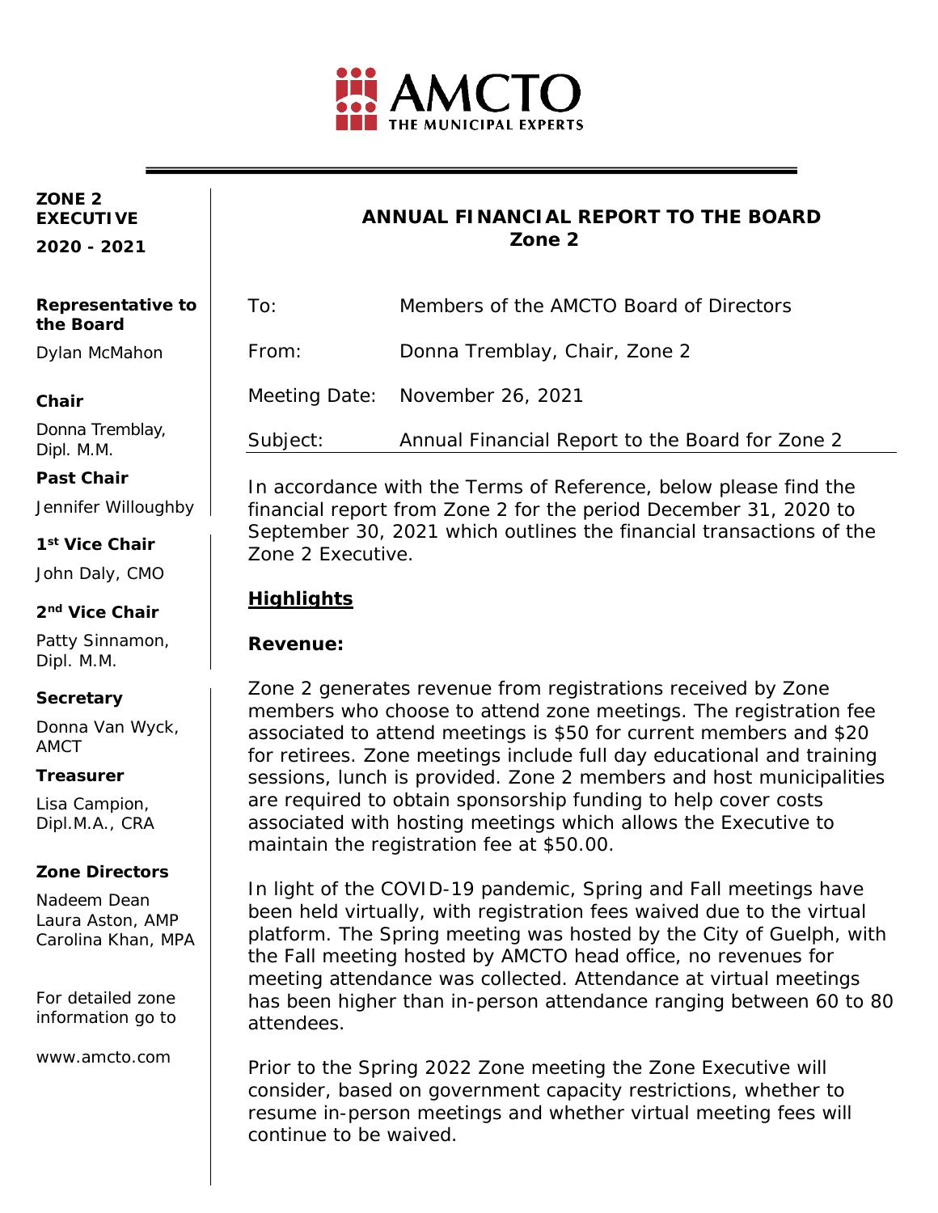AMCTO
THE MUNICIPAL EXPERTS

**ZONE 2 EXECUTIVE**

**2020 - 2021**

**Representative to the Board**

Dylan McMahon

**Chair**

Donna Tremblay, Dipl. M.M.

**Past Chair**

Jennifer Willoughby

**1st Vice Chair**

John Daly, CMO

**2nd Vice Chair**

Patty Sinnamon, Dipl. M.M.

**Secretary**

Donna Van Wyck, AMCT

**Treasurer**

Lisa Campion, Dipl.M.A., CRA

**Zone Directors**

Nadeem Dean
Laura Aston, AMP
Carolina Khan, MPA

For detailed zone information go to

www.amcto.com

# ANNUAL FINANCIAL REPORT TO THE BOARD
## Zone 2

| | |
|---|---|
| To: | Members of the AMCTO Board of Directors |
| From: | Donna Tremblay, Chair, Zone 2 |
| Meeting Date: | November 26, 2021 |
| Subject: | Annual Financial Report to the Board for Zone 2 |

In accordance with the Terms of Reference, below please find the financial report from Zone 2 for the period December 31, 2020 to September 30, 2021 which outlines the financial transactions of the Zone 2 Executive.

## Highlights

### Revenue:

Zone 2 generates revenue from registrations received by Zone members who choose to attend zone meetings. The registration fee associated to attend meetings is $50 for current members and $20 for retirees. Zone meetings include full day educational and training sessions, lunch is provided. Zone 2 members and host municipalities are required to obtain sponsorship funding to help cover costs associated with hosting meetings which allows the Executive to maintain the registration fee at $50.00.

In light of the COVID-19 pandemic, Spring and Fall meetings have been held virtually, with registration fees waived due to the virtual platform. The Spring meeting was hosted by the City of Guelph, with the Fall meeting hosted by AMCTO head office, no revenues for meeting attendance was collected. Attendance at virtual meetings has been higher than in-person attendance ranging between 60 to 80 attendees.

Prior to the Spring 2022 Zone meeting the Zone Executive will consider, based on government capacity restrictions, whether to resume in-person meetings and whether virtual meeting fees will continue to be waived.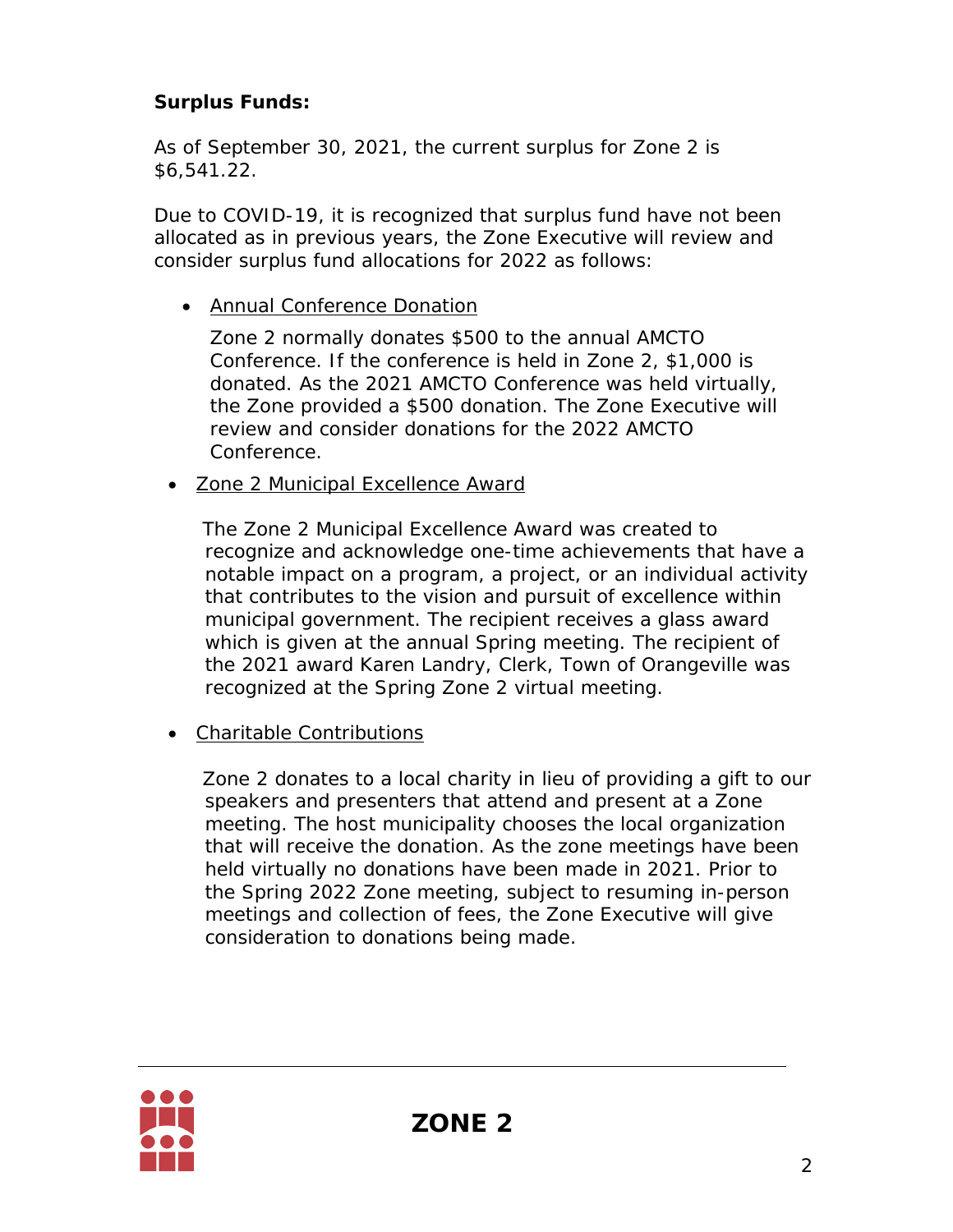**Surplus Funds:**

As of September 30, 2021, the current surplus for Zone 2 is $6,541.22.

Due to COVID-19, it is recognized that surplus fund have not been allocated as in previous years, the Zone Executive will review and consider surplus fund allocations for 2022 as follows:

- Annual Conference Donation

  Zone 2 normally donates $500 to the annual AMCTO Conference. If the conference is held in Zone 2, $1,000 is donated. As the 2021 AMCTO Conference was held virtually, the Zone provided a $500 donation. The Zone Executive will review and consider donations for the 2022 AMCTO Conference.

- Zone 2 Municipal Excellence Award

  The Zone 2 Municipal Excellence Award was created to recognize and acknowledge one-time achievements that have a notable impact on a program, a project, or an individual activity that contributes to the vision and pursuit of excellence within municipal government. The recipient receives a glass award which is given at the annual Spring meeting. The recipient of the 2021 award Karen Landry, Clerk, Town of Orangeville was recognized at the Spring Zone 2 virtual meeting.

- Charitable Contributions

  Zone 2 donates to a local charity in lieu of providing a gift to our speakers and presenters that attend and present at a Zone meeting. The host municipality chooses the local organization that will receive the donation. As the zone meetings have been held virtually no donations have been made in 2021. Prior to the Spring 2022 Zone meeting, subject to resuming in-person meetings and collection of fees, the Zone Executive will give consideration to donations being made.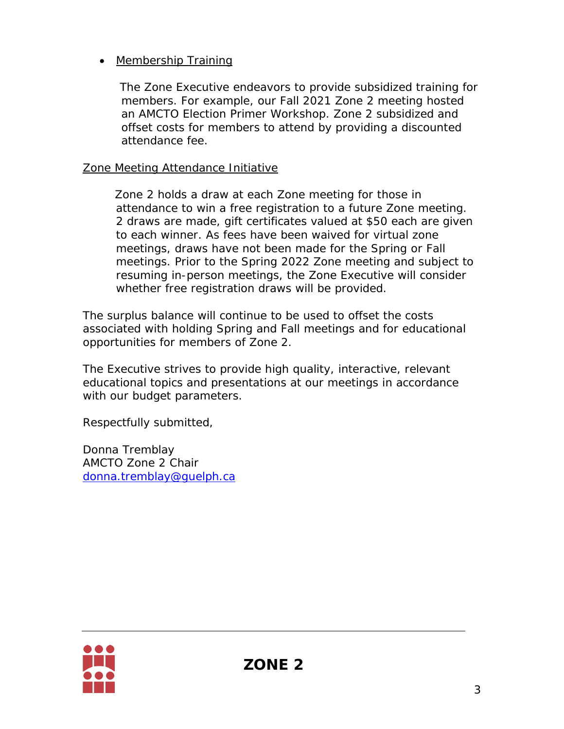- <u>Membership Training</u>

  The Zone Executive endeavors to provide subsidized training for members. For example, our Fall 2021 Zone 2 meeting hosted an AMCTO Election Primer Workshop. Zone 2 subsidized and offset costs for members to attend by providing a discounted attendance fee.

<u>Zone Meeting Attendance Initiative</u>

Zone 2 holds a draw at each Zone meeting for those in attendance to win a free registration to a future Zone meeting. 2 draws are made, gift certificates valued at $50 each are given to each winner. As fees have been waived for virtual zone meetings, draws have not been made for the Spring or Fall meetings. Prior to the Spring 2022 Zone meeting and subject to resuming in-person meetings, the Zone Executive will consider whether free registration draws will be provided.

The surplus balance will continue to be used to offset the costs associated with holding Spring and Fall meetings and for educational opportunities for members of Zone 2.

The Executive strives to provide high quality, interactive, relevant educational topics and presentations at our meetings in accordance with our budget parameters.

Respectfully submitted,

Donna Tremblay  
AMCTO Zone 2 Chair  
donna.tremblay@guelph.ca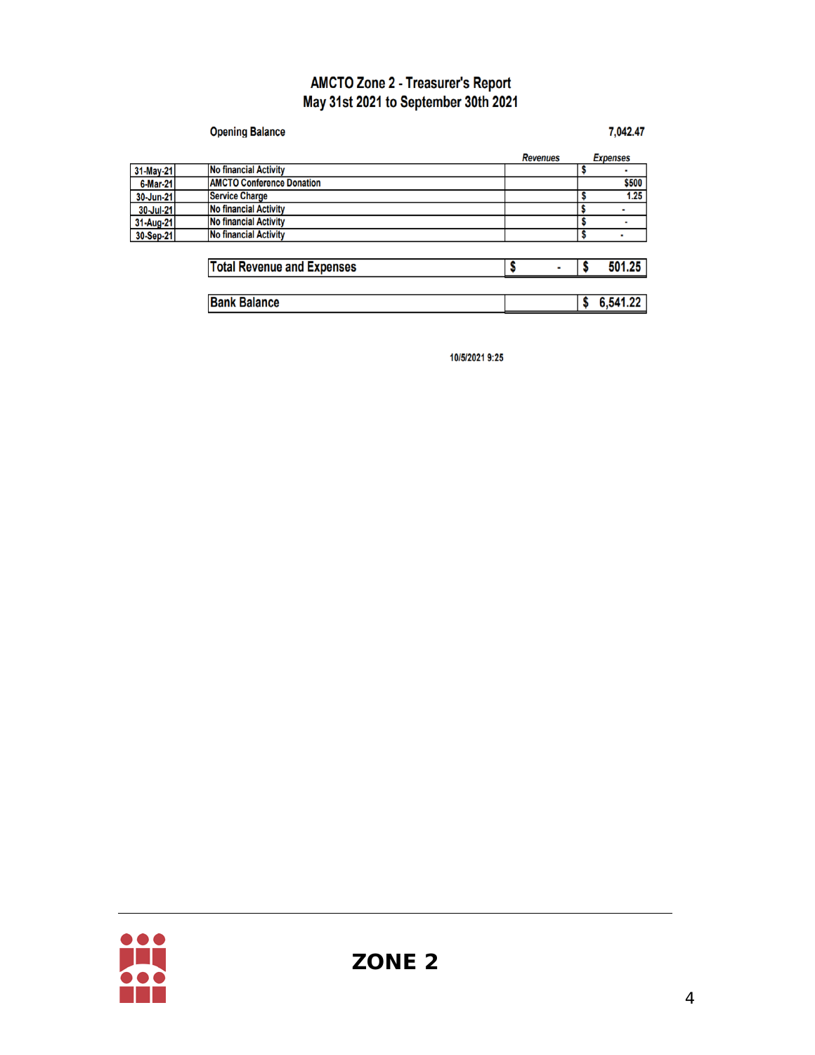# AMCTO Zone 2 - Treasurer's Report
## May 31st 2021 to September 30th 2021

**Opening Balance** 7,042.47

| | | Revenues | Expenses |
|---|---|---|---|
| 31-May-21 | No financial Activity | | $ - |
| 6-Mar-21 | AMCTO Conference Donation | | $500 |
| 30-Jun-21 | Service Charge | | $ 1.25 |
| 30-Jul-21 | No financial Activity | | $ - |
| 31-Aug-21 | No financial Activity | | $ - |
| 30-Sep-21 | No financial Activity | | $ - |
| | **Total Revenue and Expenses** | $ - | $ 501.25 |
| | **Bank Balance** | | $ 6,541.22 |

10/5/2021 9:25

ZONE 2